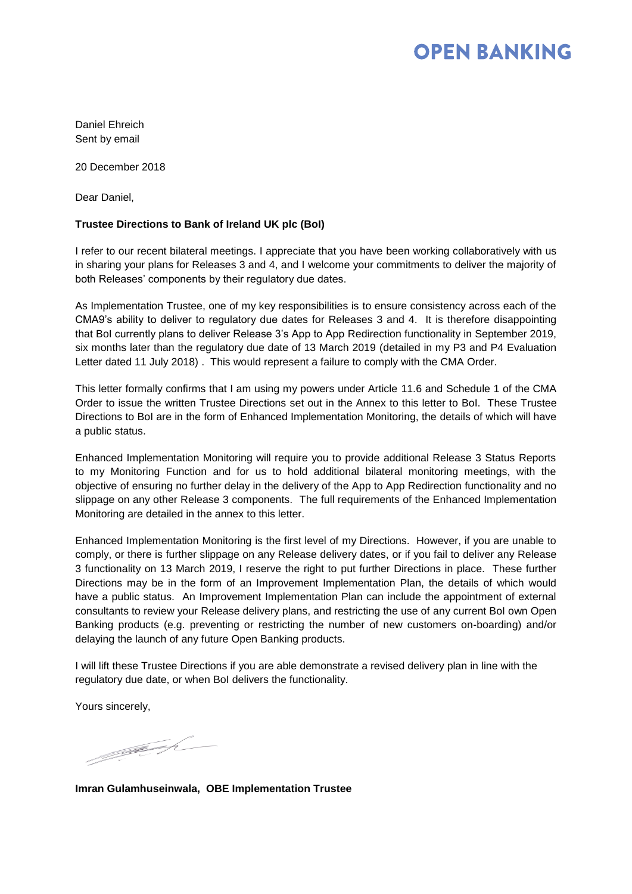**OPEN BANKING**

Daniel Ehreich
Sent by email

20 December 2018

Dear Daniel,

**Trustee Directions to Bank of Ireland UK plc (BoI)**

I refer to our recent bilateral meetings. I appreciate that you have been working collaboratively with us in sharing your plans for Releases 3 and 4, and I welcome your commitments to deliver the majority of both Releases' components by their regulatory due dates.

As Implementation Trustee, one of my key responsibilities is to ensure consistency across each of the CMA9's ability to deliver to regulatory due dates for Releases 3 and 4. It is therefore disappointing that BoI currently plans to deliver Release 3's App to App Redirection functionality in September 2019, six months later than the regulatory due date of 13 March 2019 (detailed in my P3 and P4 Evaluation Letter dated 11 July 2018) . This would represent a failure to comply with the CMA Order.

This letter formally confirms that I am using my powers under Article 11.6 and Schedule 1 of the CMA Order to issue the written Trustee Directions set out in the Annex to this letter to BoI. These Trustee Directions to BoI are in the form of Enhanced Implementation Monitoring, the details of which will have a public status.

Enhanced Implementation Monitoring will require you to provide additional Release 3 Status Reports to my Monitoring Function and for us to hold additional bilateral monitoring meetings, with the objective of ensuring no further delay in the delivery of the App to App Redirection functionality and no slippage on any other Release 3 components. The full requirements of the Enhanced Implementation Monitoring are detailed in the annex to this letter.

Enhanced Implementation Monitoring is the first level of my Directions. However, if you are unable to comply, or there is further slippage on any Release delivery dates, or if you fail to deliver any Release 3 functionality on 13 March 2019, I reserve the right to put further Directions in place. These further Directions may be in the form of an Improvement Implementation Plan, the details of which would have a public status. An Improvement Implementation Plan can include the appointment of external consultants to review your Release delivery plans, and restricting the use of any current BoI own Open Banking products (e.g. preventing or restricting the number of new customers on-boarding) and/or delaying the launch of any future Open Banking products.

I will lift these Trustee Directions if you are able demonstrate a revised delivery plan in line with the regulatory due date, or when BoI delivers the functionality.

Yours sincerely,

**Imran Gulamhuseinwala, OBE Implementation Trustee**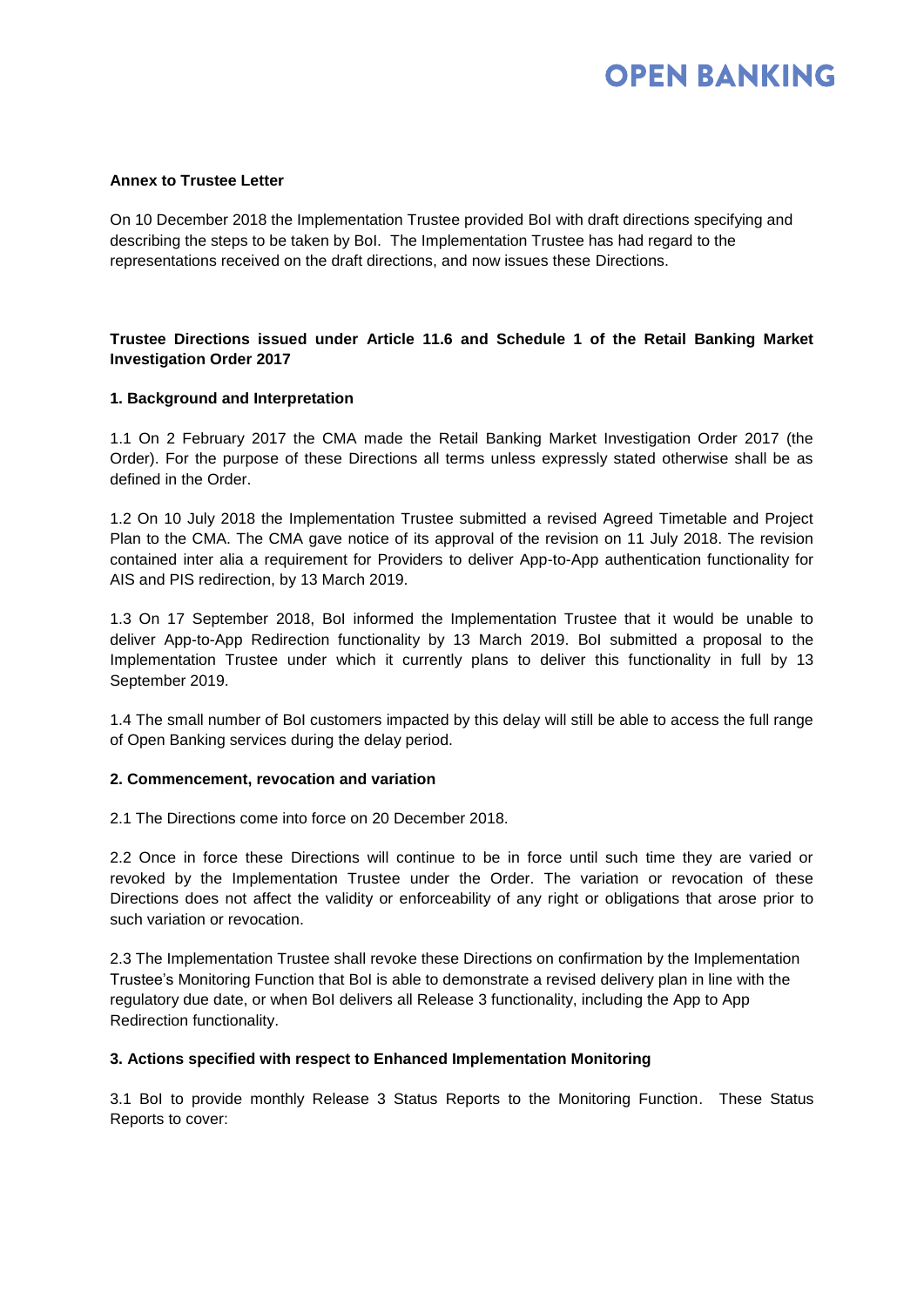**Annex to Trustee Letter**

On 10 December 2018 the Implementation Trustee provided BoI with draft directions specifying and describing the steps to be taken by BoI. The Implementation Trustee has had regard to the representations received on the draft directions, and now issues these Directions.

**Trustee Directions issued under Article 11.6 and Schedule 1 of the Retail Banking Market Investigation Order 2017**

**1. Background and Interpretation**

1.1 On 2 February 2017 the CMA made the Retail Banking Market Investigation Order 2017 (the Order). For the purpose of these Directions all terms unless expressly stated otherwise shall be as defined in the Order.

1.2 On 10 July 2018 the Implementation Trustee submitted a revised Agreed Timetable and Project Plan to the CMA. The CMA gave notice of its approval of the revision on 11 July 2018. The revision contained inter alia a requirement for Providers to deliver App-to-App authentication functionality for AIS and PIS redirection, by 13 March 2019.

1.3 On 17 September 2018, BoI informed the Implementation Trustee that it would be unable to deliver App-to-App Redirection functionality by 13 March 2019. BoI submitted a proposal to the Implementation Trustee under which it currently plans to deliver this functionality in full by 13 September 2019.

1.4 The small number of BoI customers impacted by this delay will still be able to access the full range of Open Banking services during the delay period.

**2. Commencement, revocation and variation**

2.1 The Directions come into force on 20 December 2018.

2.2 Once in force these Directions will continue to be in force until such time they are varied or revoked by the Implementation Trustee under the Order. The variation or revocation of these Directions does not affect the validity or enforceability of any right or obligations that arose prior to such variation or revocation.

2.3 The Implementation Trustee shall revoke these Directions on confirmation by the Implementation Trustee's Monitoring Function that BoI is able to demonstrate a revised delivery plan in line with the regulatory due date, or when BoI delivers all Release 3 functionality, including the App to App Redirection functionality.

**3. Actions specified with respect to Enhanced Implementation Monitoring**

3.1 BoI to provide monthly Release 3 Status Reports to the Monitoring Function. These Status Reports to cover: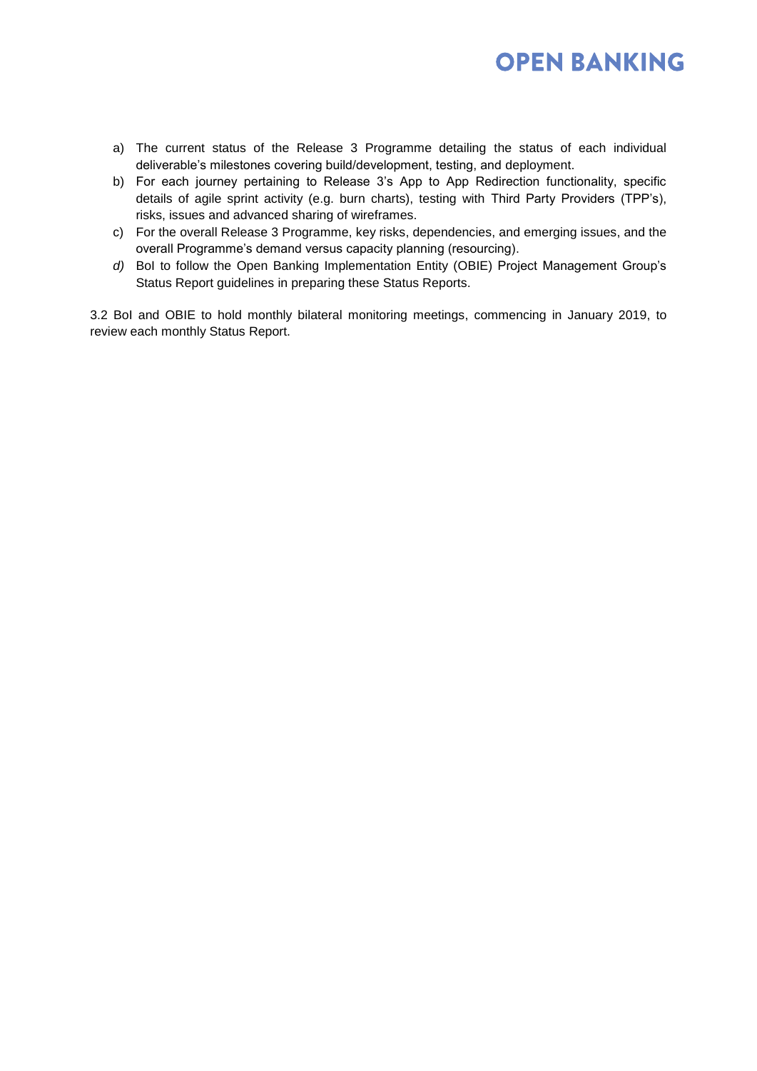a) The current status of the Release 3 Programme detailing the status of each individual deliverable's milestones covering build/development, testing, and deployment.
b) For each journey pertaining to Release 3's App to App Redirection functionality, specific details of agile sprint activity (e.g. burn charts), testing with Third Party Providers (TPP's), risks, issues and advanced sharing of wireframes.
c) For the overall Release 3 Programme, key risks, dependencies, and emerging issues, and the overall Programme's demand versus capacity planning (resourcing).
*d)* BoI to follow the Open Banking Implementation Entity (OBIE) Project Management Group's Status Report guidelines in preparing these Status Reports.

3.2 BoI and OBIE to hold monthly bilateral monitoring meetings, commencing in January 2019, to review each monthly Status Report.